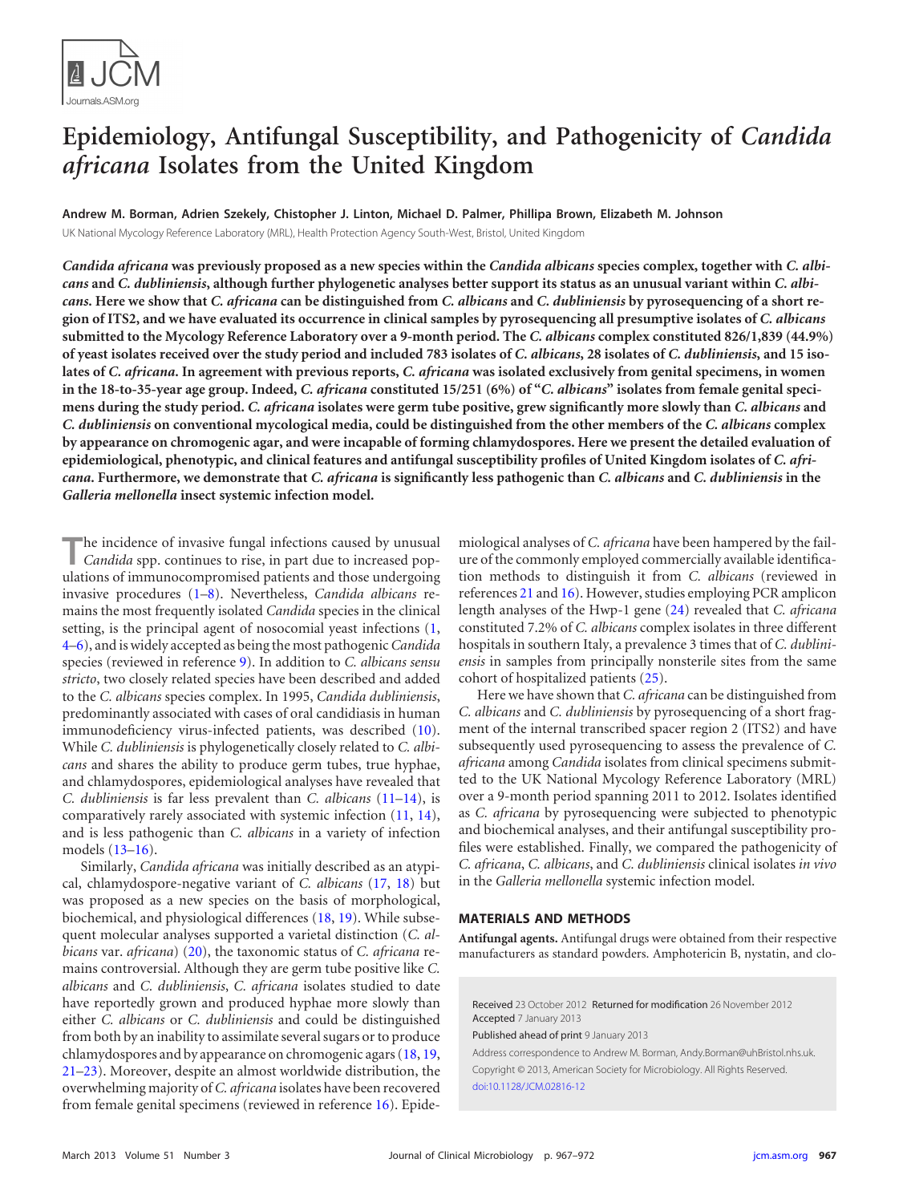# Epidemiology, Antifungal Susceptibility, and Pathogenicity of *Candida africana* Isolates from the United Kingdom

**Andrew M. Borman, Adrien Szekely, Christopher J. Linton, Michael D. Palmer, Phillipa Brown, Elizabeth M. Johnson**

UK National Mycology Reference Laboratory (MRL), Health Protection Agency South-West, Bristol, United Kingdom

***Candida africana*** **was previously proposed as a new species within the** ***Candida albicans*** **species complex, together with** ***C. albicans*** **and** ***C. dubliniensis*****, although further phylogenetic analyses better support its status as an unusual variant within** ***C. albicans*****. Here we show that** ***C. africana*** **can be distinguished from** ***C. albicans*** **and** ***C. dubliniensis*** **by pyrosequencing of a short region of ITS2, and we have evaluated its occurrence in clinical samples by pyrosequencing all presumptive isolates of** ***C. albicans*** **submitted to the Mycology Reference Laboratory over a 9-month period. The** ***C. albicans*** **complex constituted 826/1,839 (44.9%) of yeast isolates received over the study period and included 783 isolates of** ***C. albicans*****, 28 isolates of** ***C. dubliniensis*****, and 15 isolates of** ***C. africana*****. In agreement with previous reports,** ***C. africana*** **was isolated exclusively from genital specimens, in women in the 18-to-35-year age group. Indeed,** ***C. africana*** **constituted 15/251 (6%) of "*****C. albicans*****" isolates from female genital specimens during the study period.** ***C. africana*** **isolates were germ tube positive, grew significantly more slowly than** ***C. albicans*** **and** ***C. dubliniensis*** **on conventional mycological media, could be distinguished from the other members of the** ***C. albicans*** **complex by appearance on chromogenic agar, and were incapable of forming chlamydospores. Here we present the detailed evaluation of epidemiological, phenotypic, and clinical features and antifungal susceptibility profiles of United Kingdom isolates of** ***C. africana*****. Furthermore, we demonstrate that** ***C. africana*** **is significantly less pathogenic than** ***C. albicans*** **and** ***C. dubliniensis*** **in the** ***Galleria mellonella*** **insect systemic infection model.**

The incidence of invasive fungal infections caused by unusual *Candida* spp. continues to rise, in part due to increased populations of immunocompromised patients and those undergoing invasive procedures (1–8). Nevertheless, *Candida albicans* remains the most frequently isolated *Candida* species in the clinical setting, is the principal agent of nosocomial yeast infections (1, 4–6), and is widely accepted as being the most pathogenic *Candida* species (reviewed in reference 9). In addition to *C. albicans sensu stricto*, two closely related species have been described and added to the *C. albicans* species complex. In 1995, *Candida dubliniensis*, predominantly associated with cases of oral candidiasis in human immunodeficiency virus-infected patients, was described (10). While *C. dubliniensis* is phylogenetically closely related to *C. albicans* and shares the ability to produce germ tubes, true hyphae, and chlamydospores, epidemiological analyses have revealed that *C. dubliniensis* is far less prevalent than *C. albicans* (11–14), is comparatively rarely associated with systemic infection (11, 14), and is less pathogenic than *C. albicans* in a variety of infection models (13–16).

Similarly, *Candida africana* was initially described as an atypical, chlamydospore-negative variant of *C. albicans* (17, 18) but was proposed as a new species on the basis of morphological, biochemical, and physiological differences (18, 19). While subsequent molecular analyses supported a varietal distinction (*C. albicans* var. *africana*) (20), the taxonomic status of *C. africana* remains controversial. Although they are germ tube positive like *C. albicans* and *C. dubliniensis*, *C. africana* isolates studied to date have reportedly grown and produced hyphae more slowly than either *C. albicans* or *C. dubliniensis* and could be distinguished from both by an inability to assimilate several sugars or to produce chlamydospores and by appearance on chromogenic agars (18, 19, 21–23). Moreover, despite an almost worldwide distribution, the overwhelming majority of *C. africana* isolates have been recovered from female genital specimens (reviewed in reference 16). Epidemiological analyses of *C. africana* have been hampered by the failure of the commonly employed commercially available identification methods to distinguish it from *C. albicans* (reviewed in references 21 and 16). However, studies employing PCR amplicon length analyses of the Hwp-1 gene (24) revealed that *C. africana* constituted 7.2% of *C. albicans* complex isolates in three different hospitals in southern Italy, a prevalence 3 times that of *C. dubliniensis* in samples from principally nonsterile sites from the same cohort of hospitalized patients (25).

Here we have shown that *C. africana* can be distinguished from *C. albicans* and *C. dubliniensis* by pyrosequencing of a short fragment of the internal transcribed spacer region 2 (ITS2) and have subsequently used pyrosequencing to assess the prevalence of *C. africana* among *Candida* isolates from clinical specimens submitted to the UK National Mycology Reference Laboratory (MRL) over a 9-month period spanning 2011 to 2012. Isolates identified as *C. africana* by pyrosequencing were subjected to phenotypic and biochemical analyses, and their antifungal susceptibility profiles were established. Finally, we compared the pathogenicity of *C. africana*, *C. albicans*, and *C. dubliniensis* clinical isolates *in vivo* in the *Galleria mellonella* systemic infection model.

## MATERIALS AND METHODS

**Antifungal agents.** Antifungal drugs were obtained from their respective manufacturers as standard powders. Amphotericin B, nystatin, and clo-

Received 23 October 2012 Returned for modification 26 November 2012 Accepted 7 January 2013

Published ahead of print 9 January 2013

Address correspondence to Andrew M. Borman, Andy.Borman@uhBristol.nhs.uk.

Copyright © 2013, American Society for Microbiology. All Rights Reserved.

doi:10.1128/JCM.02816-12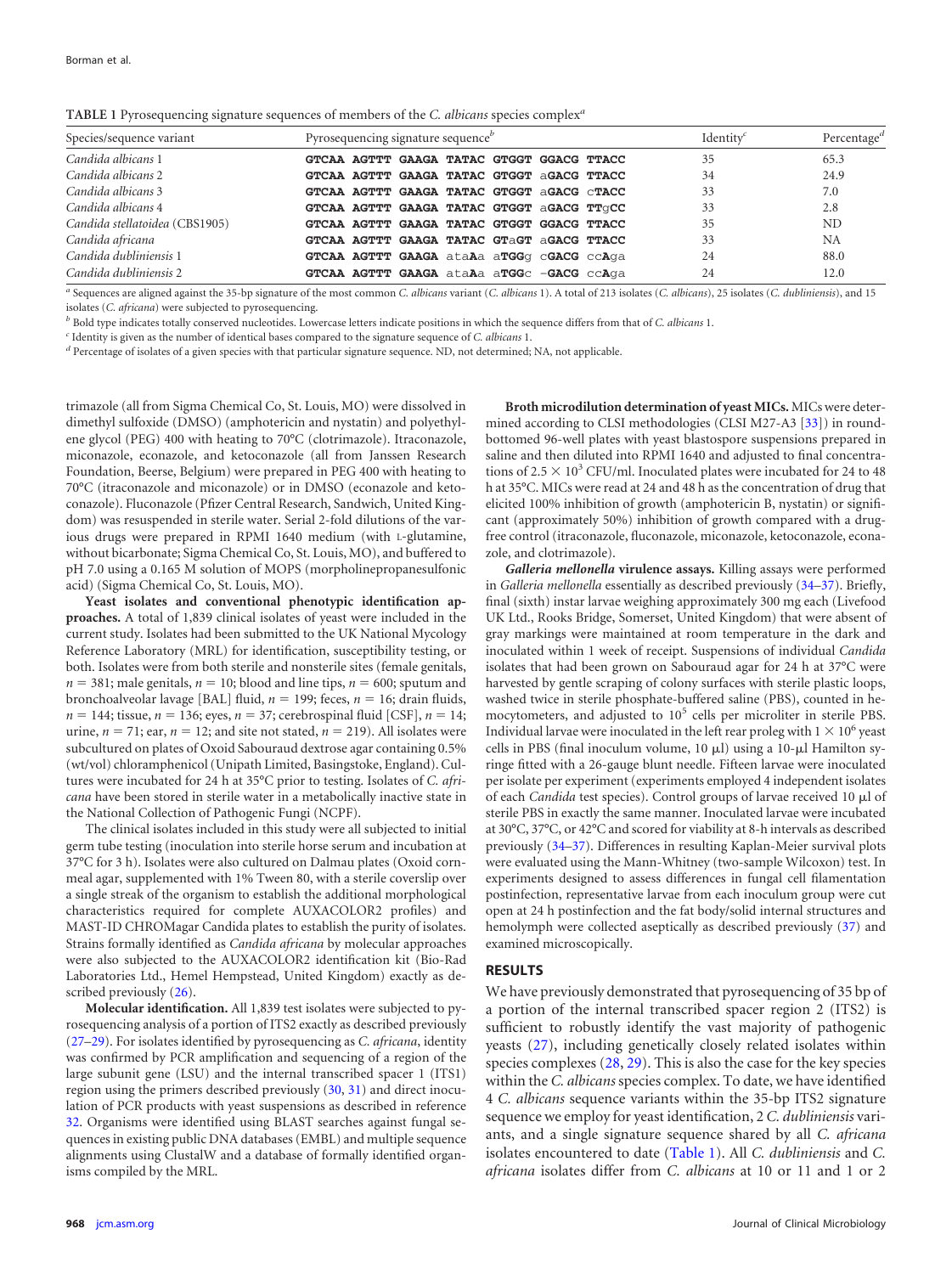**TABLE 1** Pyrosequencing signature sequences of members of the *C. albicans* species complex[a]

| Species/sequence variant | Pyrosequencing signature sequence[b] | Identity[c] | Percentage[d] |
|---|---|---|---|
| *Candida albicans* 1 | **GTCAA AGTTT GAAGA TATAC GTGGT GGACG TTACC** | 35 | 65.3 |
| *Candida albicans* 2 | **GTCAA AGTTT GAAGA TATAC GTGGT** a**GACG TTACC** | 34 | 24.9 |
| *Candida albicans* 3 | **GTCAA AGTTT GAAGA TATAC GTGGT** a**GACG** c**TACC** | 33 | 7.0 |
| *Candida albicans* 4 | **GTCAA AGTTT GAAGA TATAC GTGGT** a**GACG TT**g**CC** | 33 | 2.8 |
| *Candida stellatoidea* (CBS1905) | **GTCAA AGTTT GAAGA TATAC GTGGT GGACG TTACC** | 35 | ND |
| *Candida africana* | **GTCAA AGTTT GAAGA TATAC GT**a**GT** a**GACG TTACC** | 33 | NA |
| *Candida dubliniensis* 1 | **GTCAA AGTTT GAAGA** ata**A**a a**TGG**g c**GACG** cc**A**ga | 24 | 88.0 |
| *Candida dubliniensis* 2 | **GTCAA AGTTT GAAGA** ata**A**a a**TGG**c -**GACG** cc**A**ga | 24 | 12.0 |

[a] Sequences are aligned against the 35-bp signature of the most common *C. albicans* variant (*C. albicans* 1). A total of 213 isolates (*C. albicans*), 25 isolates (*C. dubliniensis*), and 15 isolates (*C. africana*) were subjected to pyrosequencing.

[b] Bold type indicates totally conserved nucleotides. Lowercase letters indicate positions in which the sequence differs from that of *C. albicans* 1.

[c] Identity is given as the number of identical bases compared to the signature sequence of *C. albicans* 1.

[d] Percentage of isolates of a given species with that particular signature sequence. ND, not determined; NA, not applicable.

trimazole (all from Sigma Chemical Co, St. Louis, MO) were dissolved in dimethyl sulfoxide (DMSO) (amphotericin and nystatin) and polyethylene glycol (PEG) 400 with heating to 70°C (clotrimazole). Itraconazole, miconazole, econazole, and ketoconazole (all from Janssen Research Foundation, Beerse, Belgium) were prepared in PEG 400 with heating to 70°C (itraconazole and miconazole) or in DMSO (econazole and ketoconazole). Fluconazole (Pfizer Central Research, Sandwich, United Kingdom) was resuspended in sterile water. Serial 2-fold dilutions of the various drugs were prepared in RPMI 1640 medium (with L-glutamine, without bicarbonate; Sigma Chemical Co, St. Louis, MO), and buffered to pH 7.0 using a 0.165 M solution of MOPS (morpholinepropanesulfonic acid) (Sigma Chemical Co, St. Louis, MO).

**Yeast isolates and conventional phenotypic identification approaches.** A total of 1,839 clinical isolates of yeast were included in the current study. Isolates had been submitted to the UK National Mycology Reference Laboratory (MRL) for identification, susceptibility testing, or both. Isolates were from both sterile and nonsterile sites (female genitals, $n = 381$; male genitals, $n = 10$; blood and line tips, $n = 600$; sputum and bronchoalveolar lavage [BAL] fluid, $n = 199$; feces, $n = 16$; drain fluids, $n = 144$; tissue, $n = 136$; eyes, $n = 37$; cerebrospinal fluid [CSF], $n = 14$; urine, $n = 71$; ear, $n = 12$; and site not stated, $n = 219$). All isolates were subcultured on plates of Oxoid Sabouraud dextrose agar containing 0.5% (wt/vol) chloramphenicol (Unipath Limited, Basingstoke, England). Cultures were incubated for 24 h at 35°C prior to testing. Isolates of *C. africana* have been stored in sterile water in a metabolically inactive state in the National Collection of Pathogenic Fungi (NCPF).

The clinical isolates included in this study were all subjected to initial germ tube testing (inoculation into sterile horse serum and incubation at 37°C for 3 h). Isolates were also cultured on Dalmau plates (Oxoid cornmeal agar, supplemented with 1% Tween 80, with a sterile coverslip over a single streak of the organism to establish the additional morphological characteristics required for complete AUXACOLOR2 profiles) and MAST-ID CHROMagar Candida plates to establish the purity of isolates. Strains formally identified as *Candida africana* by molecular approaches were also subjected to the AUXACOLOR2 identification kit (Bio-Rad Laboratories Ltd., Hemel Hempstead, United Kingdom) exactly as described previously (26).

**Molecular identification.** All 1,839 test isolates were subjected to pyrosequencing analysis of a portion of ITS2 exactly as described previously (27–29). For isolates identified by pyrosequencing as *C. africana*, identity was confirmed by PCR amplification and sequencing of a region of the large subunit gene (LSU) and the internal transcribed spacer 1 (ITS1) region using the primers described previously (30, 31) and direct inoculation of PCR products with yeast suspensions as described in reference 32. Organisms were identified using BLAST searches against fungal sequences in existing public DNA databases (EMBL) and multiple sequence alignments using ClustalW and a database of formally identified organisms compiled by the MRL.

**Broth microdilution determination of yeast MICs.** MICs were determined according to CLSI methodologies (CLSI M27-A3 [33]) in round-bottomed 96-well plates with yeast blastospore suspensions prepared in saline and then diluted into RPMI 1640 and adjusted to final concentrations of $2.5 \times 10^3$ CFU/ml. Inoculated plates were incubated for 24 to 48 h at 35°C. MICs were read at 24 and 48 h as the concentration of drug that elicited 100% inhibition of growth (amphotericin B, nystatin) or significant (approximately 50%) inhibition of growth compared with a drug-free control (itraconazole, fluconazole, miconazole, ketoconazole, econazole, and clotrimazole).

***Galleria mellonella* virulence assays.** Killing assays were performed in *Galleria mellonella* essentially as described previously (34–37). Briefly, final (sixth) instar larvae weighing approximately 300 mg each (Livefood UK Ltd., Rooks Bridge, Somerset, United Kingdom) that were absent of gray markings were maintained at room temperature in the dark and inoculated within 1 week of receipt. Suspensions of individual *Candida* isolates that had been grown on Sabouraud agar for 24 h at 37°C were harvested by gentle scraping of colony surfaces with sterile plastic loops, washed twice in sterile phosphate-buffered saline (PBS), counted in hemocytometers, and adjusted to $10^5$ cells per microliter in sterile PBS. Individual larvae were inoculated in the left rear proleg with $1 \times 10^6$ yeast cells in PBS (final inoculum volume, 10 μl) using a 10-μl Hamilton syringe fitted with a 26-gauge blunt needle. Fifteen larvae were inoculated per isolate per experiment (experiments employed 4 independent isolates of each *Candida* test species). Control groups of larvae received 10 μl of sterile PBS in exactly the same manner. Inoculated larvae were incubated at 30°C, 37°C, or 42°C and scored for viability at 8-h intervals as described previously (34–37). Differences in resulting Kaplan-Meier survival plots were evaluated using the Mann-Whitney (two-sample Wilcoxon) test. In experiments designed to assess differences in fungal cell filamentation postinfection, representative larvae from each inoculum group were cut open at 24 h postinfection and the fat body/solid internal structures and hemolymph were collected aseptically as described previously (37) and examined microscopically.

## RESULTS

We have previously demonstrated that pyrosequencing of 35 bp of a portion of the internal transcribed spacer region 2 (ITS2) is sufficient to robustly identify the vast majority of pathogenic yeasts (27), including genetically closely related isolates within species complexes (28, 29). This is also the case for the key species within the *C. albicans* species complex. To date, we have identified 4 *C. albicans* sequence variants within the 35-bp ITS2 signature sequence we employ for yeast identification, 2 *C. dubliniensis* variants, and a single signature sequence shared by all *C. africana* isolates encountered to date (Table 1). All *C. dubliniensis* and *C. africana* isolates differ from *C. albicans* at 10 or 11 and 1 or 2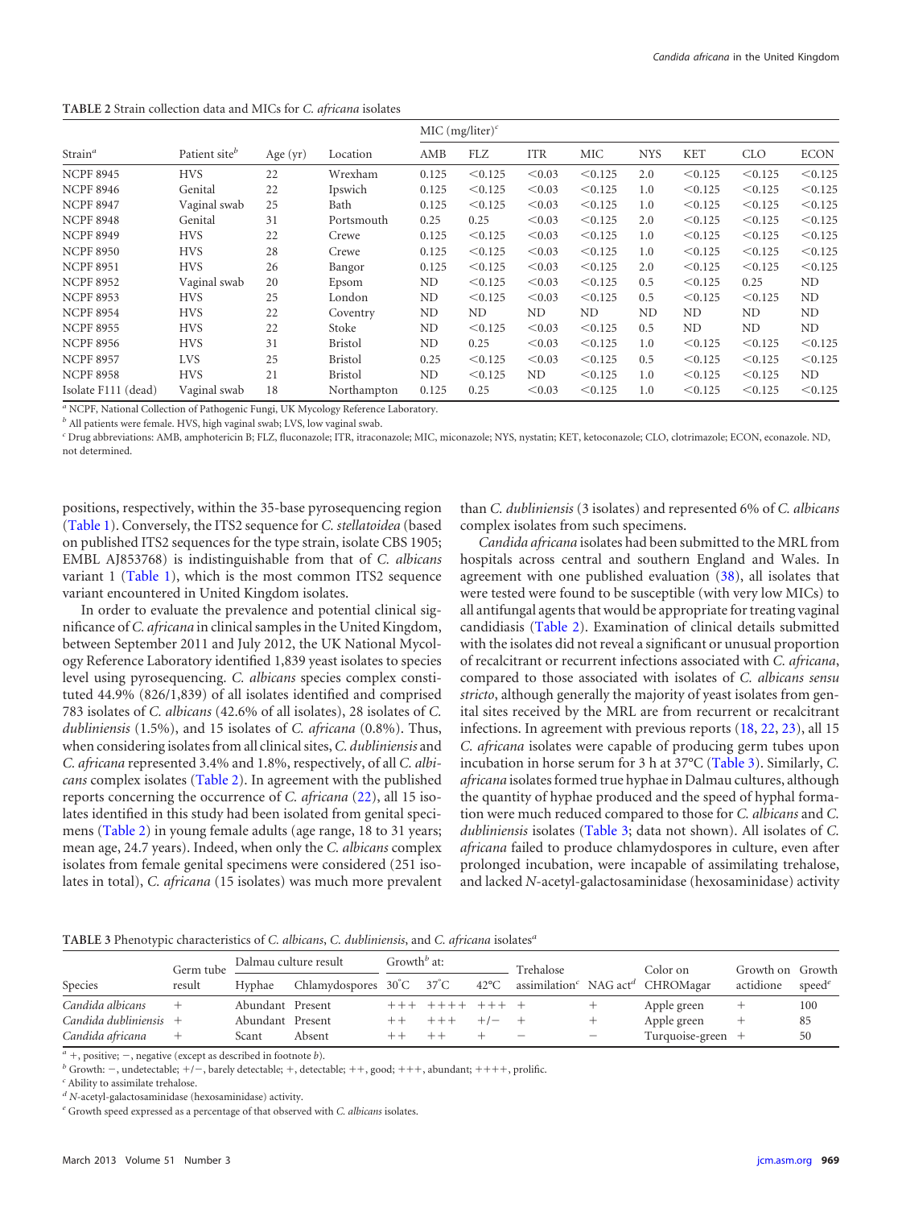**TABLE 2** Strain collection data and MICs for *C. africana* isolates

| Strain[a] | Patient site[b] | Age (yr) | Location | MIC (mg/liter)[c] | | | | | | | |
|---|---|---|---|---|---|---|---|---|---|---|---|
| | | | | AMB | FLZ | ITR | MIC | NYS | KET | CLO | ECON |
| NCPF 8945 | HVS | 22 | Wrexham | 0.125 | <0.125 | <0.03 | <0.125 | 2.0 | <0.125 | <0.125 | <0.125 |
| NCPF 8946 | Genital | 22 | Ipswich | 0.125 | <0.125 | <0.03 | <0.125 | 1.0 | <0.125 | <0.125 | <0.125 |
| NCPF 8947 | Vaginal swab | 25 | Bath | 0.125 | <0.125 | <0.03 | <0.125 | 1.0 | <0.125 | <0.125 | <0.125 |
| NCPF 8948 | Genital | 31 | Portsmouth | 0.25 | 0.25 | <0.03 | <0.125 | 2.0 | <0.125 | <0.125 | <0.125 |
| NCPF 8949 | HVS | 22 | Crewe | 0.125 | <0.125 | <0.03 | <0.125 | 1.0 | <0.125 | <0.125 | <0.125 |
| NCPF 8950 | HVS | 28 | Crewe | 0.125 | <0.125 | <0.03 | <0.125 | 1.0 | <0.125 | <0.125 | <0.125 |
| NCPF 8951 | HVS | 26 | Bangor | 0.125 | <0.125 | <0.03 | <0.125 | 2.0 | <0.125 | <0.125 | <0.125 |
| NCPF 8952 | Vaginal swab | 20 | Epsom | ND | <0.125 | <0.03 | <0.125 | 0.5 | <0.125 | 0.25 | ND |
| NCPF 8953 | HVS | 25 | London | ND | <0.125 | <0.03 | <0.125 | 0.5 | <0.125 | <0.125 | ND |
| NCPF 8954 | HVS | 22 | Coventry | ND | ND | ND | ND | ND | ND | ND | ND |
| NCPF 8955 | HVS | 22 | Stoke | ND | <0.125 | <0.03 | <0.125 | 0.5 | ND | ND | ND |
| NCPF 8956 | HVS | 31 | Bristol | ND | 0.25 | <0.03 | <0.125 | 1.0 | <0.125 | <0.125 | <0.125 |
| NCPF 8957 | LVS | 25 | Bristol | 0.25 | <0.125 | <0.03 | <0.125 | 0.5 | <0.125 | <0.125 | <0.125 |
| NCPF 8958 | HVS | 21 | Bristol | ND | <0.125 | ND | <0.125 | 1.0 | <0.125 | <0.125 | ND |
| Isolate F111 (dead) | Vaginal swab | 18 | Northampton | 0.125 | 0.25 | <0.03 | <0.125 | 1.0 | <0.125 | <0.125 | <0.125 |

[a] NCPF, National Collection of Pathogenic Fungi, UK Mycology Reference Laboratory.
[b] All patients were female. HVS, high vaginal swab; LVS, low vaginal swab.
[c] Drug abbreviations: AMB, amphotericin B; FLZ, fluconazole; ITR, itraconazole; MIC, miconazole; NYS, nystatin; KET, ketoconazole; CLO, clotrimazole; ECON, econazole. ND, not determined.

positions, respectively, within the 35-base pyrosequencing region (Table 1). Conversely, the ITS2 sequence for *C. stellatoidea* (based on published ITS2 sequences for the type strain, isolate CBS 1905; EMBL AJ853768) is indistinguishable from that of *C. albicans* variant 1 (Table 1), which is the most common ITS2 sequence variant encountered in United Kingdom isolates.

In order to evaluate the prevalence and potential clinical significance of *C. africana* in clinical samples in the United Kingdom, between September 2011 and July 2012, the UK National Mycology Reference Laboratory identified 1,839 yeast isolates to species level using pyrosequencing. *C. albicans* species complex constituted 44.9% (826/1,839) of all isolates identified and comprised 783 isolates of *C. albicans* (42.6% of all isolates), 28 isolates of *C. dubliniensis* (1.5%), and 15 isolates of *C. africana* (0.8%). Thus, when considering isolates from all clinical sites, *C. dubliniensis* and *C. africana* represented 3.4% and 1.8%, respectively, of all *C. albicans* complex isolates (Table 2). In agreement with the published reports concerning the occurrence of *C. africana* (22), all 15 isolates identified in this study had been isolated from genital specimens (Table 2) in young female adults (age range, 18 to 31 years; mean age, 24.7 years). Indeed, when only the *C. albicans* complex isolates from female genital specimens were considered (251 isolates in total), *C. africana* (15 isolates) was much more prevalent than *C. dubliniensis* (3 isolates) and represented 6% of *C. albicans* complex isolates from such specimens.

*Candida africana* isolates had been submitted to the MRL from hospitals across central and southern England and Wales. In agreement with one published evaluation (38), all isolates that were tested were found to be susceptible (with very low MICs) to all antifungal agents that would be appropriate for treating vaginal candidiasis (Table 2). Examination of clinical details submitted with the isolates did not reveal a significant or unusual proportion of recalcitrant or recurrent infections associated with *C. africana*, compared to those associated with isolates of *C. albicans sensu stricto*, although generally the majority of yeast isolates from genital sites received by the MRL are from recurrent or recalcitrant infections. In agreement with previous reports (18, 22, 23), all 15 *C. africana* isolates were capable of producing germ tubes upon incubation in horse serum for 3 h at 37°C (Table 3). Similarly, *C. africana* isolates formed true hyphae in Dalmau cultures, although the quantity of hyphae produced and the speed of hyphal formation were much reduced compared to those for *C. albicans* and *C. dubliniensis* isolates (Table 3; data not shown). All isolates of *C. africana* failed to produce chlamydospores in culture, even after prolonged incubation, were incapable of assimilating trehalose, and lacked *N*-acetyl-galactosaminidase (hexosaminidase) activity

**TABLE 3** Phenotypic characteristics of *C. albicans*, *C. dubliniensis*, and *C. africana* isolates[a]

| Species | Germ tube result | Dalmau culture result | | Growth[b] at: | | | Trehalose assimilation[c] | NAG act[d] | Color on CHROMagar | Growth on actidione | Growth speed[e] |
|---|---|---|---|---|---|---|---|---|---|---|---|
| | | Hyphae | Chlamydospores | 30°C | 37°C | 42°C | | | | | |
| *Candida albicans* | + | Abundant | Present | +++ | ++++ | +++ | + | + | Apple green | + | 100 |
| *Candida dubliniensis* | + | Abundant | Present | ++ | +++ | +/− | + | + | Apple green | + | 85 |
| *Candida africana* | + | Scant | Absent | ++ | ++ | + | − | − | Turquoise-green | + | 50 |

[a] +, positive; −, negative (except as described in footnote *b*).
[b] Growth: −, undetectable; +/−, barely detectable; +, detectable; ++, good; +++, abundant; ++++, prolific.
[c] Ability to assimilate trehalose.
[d] *N*-acetyl-galactosaminidase (hexosaminidase) activity.
[e] Growth speed expressed as a percentage of that observed with *C. albicans* isolates.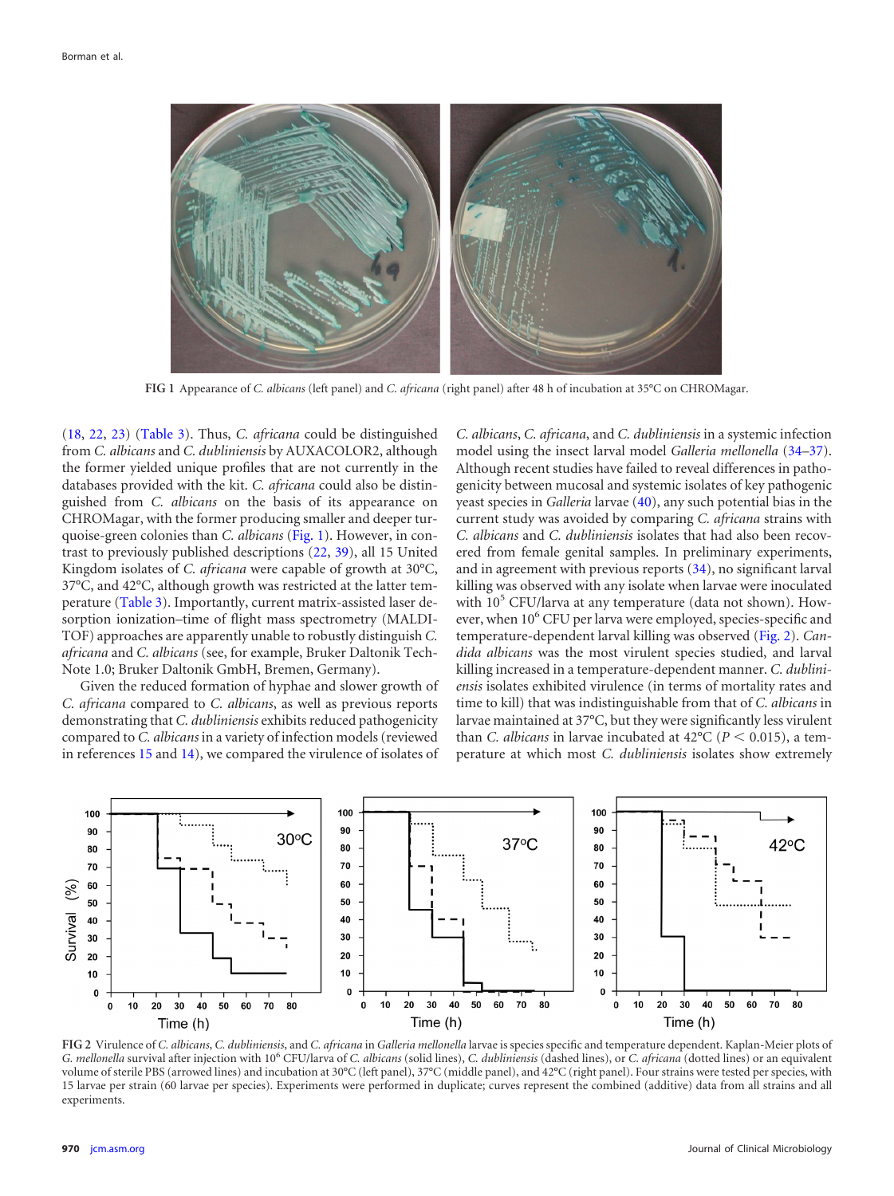(18, 22, 23) (Table 3). Thus, *C. africana* could be distinguished from *C. albicans* and *C. dubliniensis* by AUXACOLOR2, although the former yielded unique profiles that are not currently in the databases provided with the kit. *C. africana* could also be distinguished from *C. albicans* on the basis of its appearance on CHROMagar, with the former producing smaller and deeper turquoise-green colonies than *C. albicans* (Fig. 1). However, in contrast to previously published descriptions (22, 39), all 15 United Kingdom isolates of *C. africana* were capable of growth at 30°C, 37°C, and 42°C, although growth was restricted at the latter temperature (Table 3). Importantly, current matrix-assisted laser desorption ionization–time of flight mass spectrometry (MALDI-TOF) approaches are apparently unable to robustly distinguish *C. africana* and *C. albicans* (see, for example, Bruker Daltonik Tech-Note 1.0; Bruker Daltonik GmbH, Bremen, Germany).

Given the reduced formation of hyphae and slower growth of *C. africana* compared to *C. albicans*, as well as previous reports demonstrating that *C. dubliniensis* exhibits reduced pathogenicity compared to *C. albicans* in a variety of infection models (reviewed in references 15 and 14), we compared the virulence of isolates of *C. albicans*, *C. africana*, and *C. dubliniensis* in a systemic infection model using the insect larval model *Galleria mellonella* (34–37). Although recent studies have failed to reveal differences in pathogenicity between mucosal and systemic isolates of key pathogenic yeast species in *Galleria* larvae (40), any such potential bias in the current study was avoided by comparing *C. africana* strains with *C. albicans* and *C. dubliniensis* isolates that had also been recovered from female genital samples. In preliminary experiments, and in agreement with previous reports (34), no significant larval killing was observed with any isolate when larvae were inoculated with $10^5$ CFU/larva at any temperature (data not shown). However, when $10^6$ CFU per larva were employed, species-specific and temperature-dependent larval killing was observed (Fig. 2). *Candida albicans* was the most virulent species studied, and larval killing increased in a temperature-dependent manner. *C. dubliniensis* isolates exhibited virulence (in terms of mortality rates and time to kill) that was indistinguishable from that of *C. albicans* in larvae maintained at 37°C, but they were significantly less virulent than *C. albicans* in larvae incubated at 42°C ($P < 0.015$), a temperature at which most *C. dubliniensis* isolates show extremely

FIG 1 Appearance of *C. albicans* (left panel) and *C. africana* (right panel) after 48 h of incubation at 35°C on CHROMagar.

FIG 2 Virulence of *C. albicans*, *C. dubliniensis*, and *C. africana* in *Galleria mellonella* larvae is species specific and temperature dependent. Kaplan-Meier plots of *G. mellonella* survival after injection with $10^6$ CFU/larva of *C. albicans* (solid lines), *C. dubliniensis* (dashed lines), or *C. africana* (dotted lines) or an equivalent volume of sterile PBS (arrowed lines) and incubation at 30°C (left panel), 37°C (middle panel), and 42°C (right panel). Four strains were tested per species, with 15 larvae per strain (60 larvae per species). Experiments were performed in duplicate; curves represent the combined (additive) data from all strains and all experiments.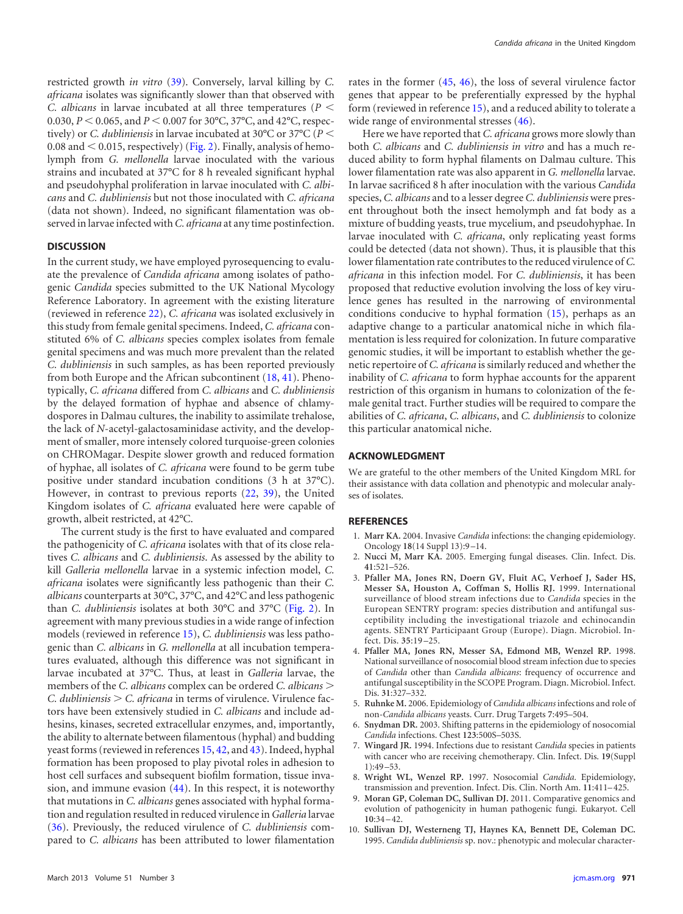restricted growth *in vitro* (39). Conversely, larval killing by *C. africana* isolates was significantly slower than that observed with *C. albicans* in larvae incubated at all three temperatures ($P < 0.030$, $P < 0.065$, and $P < 0.007$ for 30°C, 37°C, and 42°C, respectively) or *C. dubliniensis* in larvae incubated at 30°C or 37°C ($P < 0.08$ and $< 0.015$, respectively) (Fig. 2). Finally, analysis of hemolymph from *G. mellonella* larvae inoculated with the various strains and incubated at 37°C for 8 h revealed significant hyphal and pseudohyphal proliferation in larvae inoculated with *C. albicans* and *C. dubliniensis* but not those inoculated with *C. africana* (data not shown). Indeed, no significant filamentation was observed in larvae infected with *C. africana* at any time postinfection.

## DISCUSSION

In the current study, we have employed pyrosequencing to evaluate the prevalence of *Candida africana* among isolates of pathogenic *Candida* species submitted to the UK National Mycology Reference Laboratory. In agreement with the existing literature (reviewed in reference 22), *C. africana* was isolated exclusively in this study from female genital specimens. Indeed, *C. africana* constituted 6% of *C. albicans* species complex isolates from female genital specimens and was much more prevalent than the related *C. dubliniensis* in such samples, as has been reported previously from both Europe and the African subcontinent (18, 41). Phenotypically, *C. africana* differed from *C. albicans* and *C. dubliniensis* by the delayed formation of hyphae and absence of chlamydospores in Dalmau cultures, the inability to assimilate trehalose, the lack of *N*-acetyl-galactosaminidase activity, and the development of smaller, more intensely colored turquoise-green colonies on CHROMagar. Despite slower growth and reduced formation of hyphae, all isolates of *C. africana* were found to be germ tube positive under standard incubation conditions (3 h at 37°C). However, in contrast to previous reports (22, 39), the United Kingdom isolates of *C. africana* evaluated here were capable of growth, albeit restricted, at 42°C.

The current study is the first to have evaluated and compared the pathogenicity of *C. africana* isolates with that of its close relatives *C. albicans* and *C. dubliniensis*. As assessed by the ability to kill *Galleria mellonella* larvae in a systemic infection model, *C. africana* isolates were significantly less pathogenic than their *C. albicans* counterparts at 30°C, 37°C, and 42°C and less pathogenic than *C. dubliniensis* isolates at both 30°C and 37°C (Fig. 2). In agreement with many previous studies in a wide range of infection models (reviewed in reference 15), *C. dubliniensis* was less pathogenic than *C. albicans* in *G. mellonella* at all incubation temperatures evaluated, although this difference was not significant in larvae incubated at 37°C. Thus, at least in *Galleria* larvae, the members of the *C. albicans* complex can be ordered *C. albicans* > *C. dubliniensis* > *C. africana* in terms of virulence. Virulence factors have been extensively studied in *C. albicans* and include adhesins, kinases, secreted extracellular enzymes, and, importantly, the ability to alternate between filamentous (hyphal) and budding yeast forms (reviewed in references 15, 42, and 43). Indeed, hyphal formation has been proposed to play pivotal roles in adhesion to host cell surfaces and subsequent biofilm formation, tissue invasion, and immune evasion (44). In this respect, it is noteworthy that mutations in *C. albicans* genes associated with hyphal formation and regulation resulted in reduced virulence in *Galleria* larvae (36). Previously, the reduced virulence of *C. dubliniensis* compared to *C. albicans* has been attributed to lower filamentation rates in the former (45, 46), the loss of several virulence factor genes that appear to be preferentially expressed by the hyphal form (reviewed in reference 15), and a reduced ability to tolerate a wide range of environmental stresses (46).

Here we have reported that *C. africana* grows more slowly than both *C. albicans* and *C. dubliniensis in vitro* and has a much reduced ability to form hyphal filaments on Dalmau culture. This lower filamentation rate was also apparent in *G. mellonella* larvae. In larvae sacrificed 8 h after inoculation with the various *Candida* species, *C. albicans* and to a lesser degree *C. dubliniensis* were present throughout both the insect hemolymph and fat body as a mixture of budding yeasts, true mycelium, and pseudohyphae. In larvae inoculated with *C. africana*, only replicating yeast forms could be detected (data not shown). Thus, it is plausible that this lower filamentation rate contributes to the reduced virulence of *C. africana* in this infection model. For *C. dubliniensis*, it has been proposed that reductive evolution involving the loss of key virulence genes has resulted in the narrowing of environmental conditions conducive to hyphal formation (15), perhaps as an adaptive change to a particular anatomical niche in which filamentation is less required for colonization. In future comparative genomic studies, it will be important to establish whether the genetic repertoire of *C. africana* is similarly reduced and whether the inability of *C. africana* to form hyphae accounts for the apparent restriction of this organism in humans to colonization of the female genital tract. Further studies will be required to compare the abilities of *C. africana*, *C. albicans*, and *C. dubliniensis* to colonize this particular anatomical niche.

## ACKNOWLEDGMENT

We are grateful to the other members of the United Kingdom MRL for their assistance with data collation and phenotypic and molecular analyses of isolates.

## REFERENCES

1. **Marr KA.** 2004. Invasive *Candida* infections: the changing epidemiology. Oncology **18**(14 Suppl 13):9–14.
2. **Nucci M, Marr KA.** 2005. Emerging fungal diseases. Clin. Infect. Dis. **41**:521–526.
3. **Pfaller MA, Jones RN, Doern GV, Fluit AC, Verhoef J, Sader HS, Messer SA, Houston A, Coffman S, Hollis RJ.** 1999. International surveillance of blood stream infections due to *Candida* species in the European SENTRY program: species distribution and antifungal susceptibility including the investigational triazole and echinocandin agents. SENTRY Participaant Group (Europe). Diagn. Microbiol. Infect. Dis. **35**:19–25.
4. **Pfaller MA, Jones RN, Messer SA, Edmond MB, Wenzel RP.** 1998. National surveillance of nosocomial blood stream infection due to species of *Candida* other than *Candida albicans*: frequency of occurrence and antifungal susceptibility in the SCOPE Program. Diagn. Microbiol. Infect. Dis. **31**:327–332.
5. **Ruhnke M.** 2006. Epidemiology of *Candida albicans* infections and role of non-*Candida albicans* yeasts. Curr. Drug Targets **7**:495–504.
6. **Snydman DR.** 2003. Shifting patterns in the epidemiology of nosocomial *Candida* infections. Chest **123**:500S–503S.
7. **Wingard JR.** 1994. Infections due to resistant *Candida* species in patients with cancer who are receiving chemotherapy. Clin. Infect. Dis. **19**(Suppl 1):49–53.
8. **Wright WL, Wenzel RP.** 1997. Nosocomial *Candida.* Epidemiology, transmission and prevention. Infect. Dis. Clin. North Am. **11**:411–425.
9. **Moran GP, Coleman DC, Sullivan DJ.** 2011. Comparative genomics and evolution of pathogenicity in human pathogenic fungi. Eukaryot. Cell **10**:34–42.
10. **Sullivan DJ, Westerneng TJ, Haynes KA, Bennett DE, Coleman DC.** 1995. *Candida dubliniensis* sp. nov.: phenotypic and molecular character-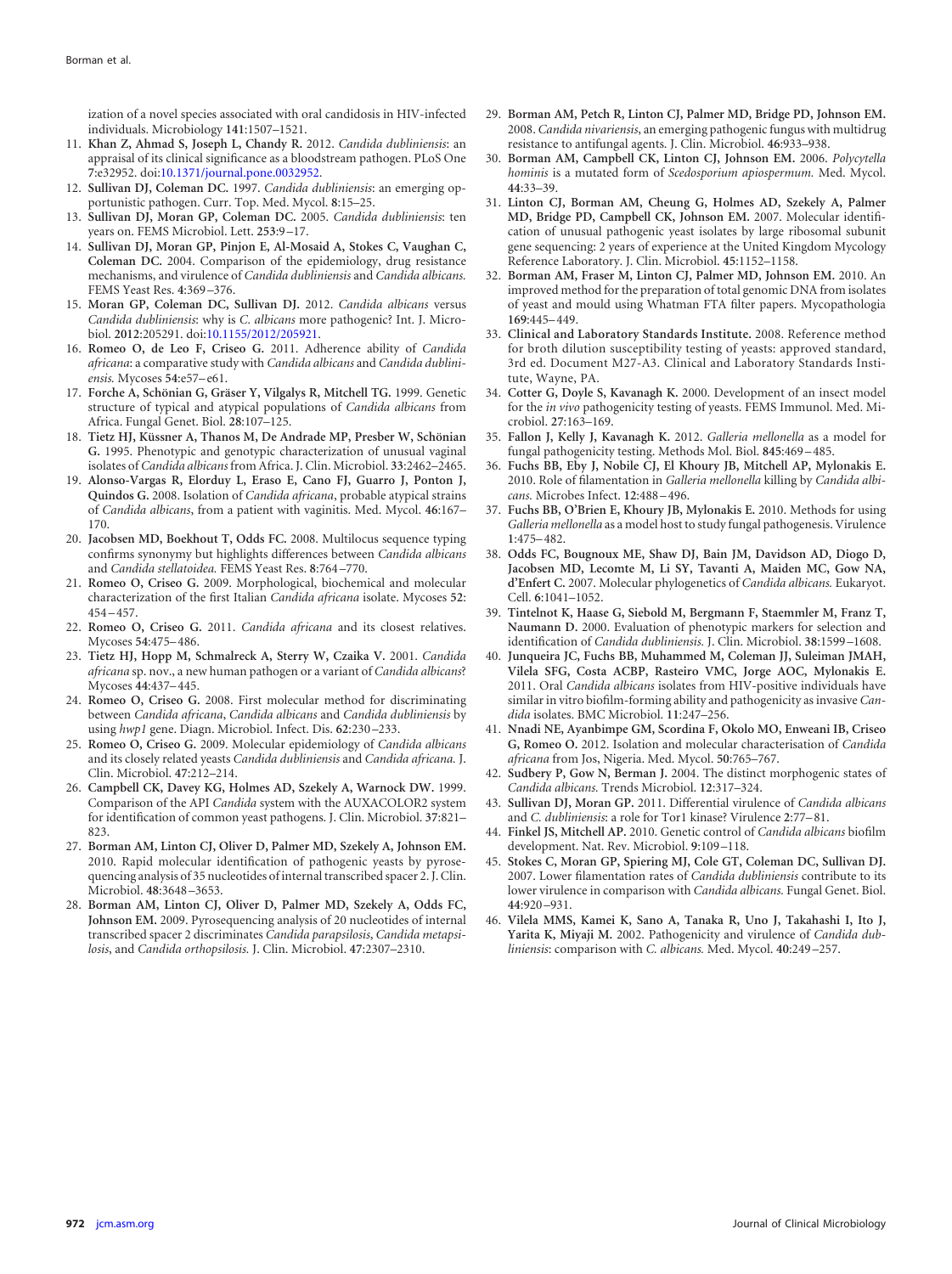ization of a novel species associated with oral candidosis in HIV-infected individuals. Microbiology **141**:1507–1521.

11. **Khan Z, Ahmad S, Joseph L, Chandy R.** 2012. *Candida dubliniensis*: an appraisal of its clinical significance as a bloodstream pathogen. PLoS One **7**:e32952. doi:10.1371/journal.pone.0032952.
12. **Sullivan DJ, Coleman DC.** 1997. *Candida dubliniensis*: an emerging opportunistic pathogen. Curr. Top. Med. Mycol. **8**:15–25.
13. **Sullivan DJ, Moran GP, Coleman DC.** 2005. *Candida dubliniensis*: ten years on. FEMS Microbiol. Lett. **253**:9–17.
14. **Sullivan DJ, Moran GP, Pinjon E, Al-Mosaid A, Stokes C, Vaughan C, Coleman DC.** 2004. Comparison of the epidemiology, drug resistance mechanisms, and virulence of *Candida dubliniensis* and *Candida albicans*. FEMS Yeast Res. **4**:369–376.
15. **Moran GP, Coleman DC, Sullivan DJ.** 2012. *Candida albicans* versus *Candida dubliniensis*: why is *C. albicans* more pathogenic? Int. J. Microbiol. **2012**:205291. doi:10.1155/2012/205921.
16. **Romeo O, de Leo F, Criseo G.** 2011. Adherence ability of *Candida africana*: a comparative study with *Candida albicans* and *Candida dubliniensis*. Mycoses **54**:e57–e61.
17. **Forche A, Schönian G, Gräser Y, Vilgalys R, Mitchell TG.** 1999. Genetic structure of typical and atypical populations of *Candida albicans* from Africa. Fungal Genet. Biol. **28**:107–125.
18. **Tietz HJ, Küssner A, Thanos M, De Andrade MP, Presber W, Schönian G.** 1995. Phenotypic and genotypic characterization of unusual vaginal isolates of *Candida albicans* from Africa. J. Clin. Microbiol. **33**:2462–2465.
19. **Alonso-Vargas R, Elorduy L, Eraso E, Cano FJ, Guarro J, Ponton J, Quindos G.** 2008. Isolation of *Candida africana*, probable atypical strains of *Candida albicans*, from a patient with vaginitis. Med. Mycol. **46**:167–170.
20. **Jacobsen MD, Boekhout T, Odds FC.** 2008. Multilocus sequence typing confirms synonymy but highlights differences between *Candida albicans* and *Candida stellatoidea*. FEMS Yeast Res. **8**:764–770.
21. **Romeo O, Criseo G.** 2009. Morphological, biochemical and molecular characterization of the first Italian *Candida africana* isolate. Mycoses **52**:454–457.
22. **Romeo O, Criseo G.** 2011. *Candida africana* and its closest relatives. Mycoses **54**:475–486.
23. **Tietz HJ, Hopp M, Schmalreck A, Sterry W, Czaika V.** 2001. *Candida africana* sp. nov., a new human pathogen or a variant of *Candida albicans*? Mycoses **44**:437–445.
24. **Romeo O, Criseo G.** 2008. First molecular method for discriminating between *Candida africana*, *Candida albicans* and *Candida dubliniensis* by using *hwp1* gene. Diagn. Microbiol. Infect. Dis. **62**:230–233.
25. **Romeo O, Criseo G.** 2009. Molecular epidemiology of *Candida albicans* and its closely related yeasts *Candida dubliniensis* and *Candida africana*. J. Clin. Microbiol. **47**:212–214.
26. **Campbell CK, Davey KG, Holmes AD, Szekely A, Warnock DW.** 1999. Comparison of the API *Candida* system with the AUXACOLOR2 system for identification of common yeast pathogens. J. Clin. Microbiol. **37**:821–823.
27. **Borman AM, Linton CJ, Oliver D, Palmer MD, Szekely A, Johnson EM.** 2010. Rapid molecular identification of pathogenic yeasts by pyrosequencing analysis of 35 nucleotides of internal transcribed spacer 2. J. Clin. Microbiol. **48**:3648–3653.
28. **Borman AM, Linton CJ, Oliver D, Palmer MD, Szekely A, Odds FC, Johnson EM.** 2009. Pyrosequencing analysis of 20 nucleotides of internal transcribed spacer 2 discriminates *Candida parapsilosis*, *Candida metapsilosis*, and *Candida orthopsilosis*. J. Clin. Microbiol. **47**:2307–2310.
29. **Borman AM, Petch R, Linton CJ, Palmer MD, Bridge PD, Johnson EM.** 2008. *Candida nivariensis*, an emerging pathogenic fungus with multidrug resistance to antifungal agents. J. Clin. Microbiol. **46**:933–938.
30. **Borman AM, Campbell CK, Linton CJ, Johnson EM.** 2006. *Polycytella hominis* is a mutated form of *Scedosporium apiospermum*. Med. Mycol. **44**:33–39.
31. **Linton CJ, Borman AM, Cheung G, Holmes AD, Szekely A, Palmer MD, Bridge PD, Campbell CK, Johnson EM.** 2007. Molecular identification of unusual pathogenic yeast isolates by large ribosomal subunit gene sequencing: 2 years of experience at the United Kingdom Mycology Reference Laboratory. J. Clin. Microbiol. **45**:1152–1158.
32. **Borman AM, Fraser M, Linton CJ, Palmer MD, Johnson EM.** 2010. An improved method for the preparation of total genomic DNA from isolates of yeast and mould using Whatman FTA filter papers. Mycopathologia **169**:445–449.
33. **Clinical and Laboratory Standards Institute.** 2008. Reference method for broth dilution susceptibility testing of yeasts: approved standard, 3rd ed. Document M27-A3. Clinical and Laboratory Standards Institute, Wayne, PA.
34. **Cotter G, Doyle S, Kavanagh K.** 2000. Development of an insect model for the *in vivo* pathogenicity testing of yeasts. FEMS Immunol. Med. Microbiol. **27**:163–169.
35. **Fallon J, Kelly J, Kavanagh K.** 2012. *Galleria mellonella* as a model for fungal pathogenicity testing. Methods Mol. Biol. **845**:469–485.
36. **Fuchs BB, Eby J, Nobile CJ, El Khoury JB, Mitchell AP, Mylonakis E.** 2010. Role of filamentation in *Galleria mellonella* killing by *Candida albicans*. Microbes Infect. **12**:488–496.
37. **Fuchs BB, O'Brien E, Khoury JB, Mylonakis E.** 2010. Methods for using *Galleria mellonella* as a model host to study fungal pathogenesis. Virulence **1**:475–482.
38. **Odds FC, Bougnoux ME, Shaw DJ, Bain JM, Davidson AD, Diogo D, Jacobsen MD, Lecomte M, Li SY, Tavanti A, Maiden MC, Gow NA, d'Enfert C.** 2007. Molecular phylogenetics of *Candida albicans*. Eukaryot. Cell. **6**:1041–1052.
39. **Tintelnot K, Haase G, Siebold M, Bergmann F, Staemmler M, Franz T, Naumann D.** 2000. Evaluation of phenotypic markers for selection and identification of *Candida dubliniensis*. J. Clin. Microbiol. **38**:1599–1608.
40. **Junqueira JC, Fuchs BB, Muhammed M, Coleman JJ, Suleiman JMAH, Vilela SFG, Costa ACBP, Rasteiro VMC, Jorge AOC, Mylonakis E.** 2011. Oral *Candida albicans* isolates from HIV-positive individuals have similar in vitro biofilm-forming ability and pathogenicity as invasive *Candida* isolates. BMC Microbiol. **11**:247–256.
41. **Nnadi NE, Ayanbimpe GM, Scordina F, Okolo MO, Enweani IB, Criseo G, Romeo O.** 2012. Isolation and molecular characterisation of *Candida africana* from Jos, Nigeria. Med. Mycol. **50**:765–767.
42. **Sudbery P, Gow N, Berman J.** 2004. The distinct morphogenic states of *Candida albicans*. Trends Microbiol. **12**:317–324.
43. **Sullivan DJ, Moran GP.** 2011. Differential virulence of *Candida albicans* and *C. dubliniensis*: a role for Tor1 kinase? Virulence **2**:77–81.
44. **Finkel JS, Mitchell AP.** 2010. Genetic control of *Candida albicans* biofilm development. Nat. Rev. Microbiol. **9**:109–118.
45. **Stokes C, Moran GP, Spiering MJ, Cole GT, Coleman DC, Sullivan DJ.** 2007. Lower filamentation rates of *Candida dubliniensis* contribute to its lower virulence in comparison with *Candida albicans*. Fungal Genet. Biol. **44**:920–931.
46. **Vilela MMS, Kamei K, Sano A, Tanaka R, Uno J, Takahashi I, Ito J, Yarita K, Miyaji M.** 2002. Pathogenicity and virulence of *Candida dubliniensis*: comparison with *C. albicans*. Med. Mycol. **40**:249–257.